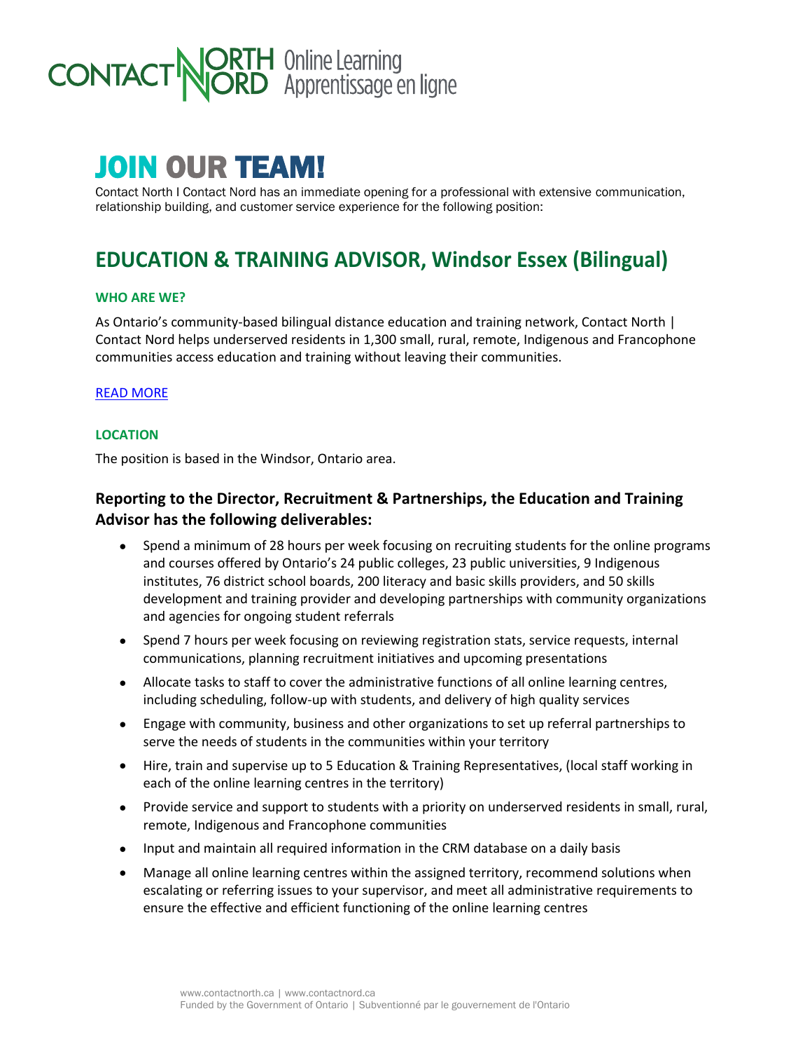CONTACT NORTH | NORD Online Learning | Apprentissage en ligne

# JOIN OUR TEAM!

Contact North I Contact Nord has an immediate opening for a professional with extensive communication, relationship building, and customer service experience for the following position:

## EDUCATION & TRAINING ADVISOR, Windsor Essex (Bilingual)

#### WHO ARE WE?

As Ontario's community-based bilingual distance education and training network, Contact North | Contact Nord helps underserved residents in 1,300 small, rural, remote, Indigenous and Francophone communities access education and training without leaving their communities.

READ MORE

#### LOCATION

The position is based in the Windsor, Ontario area.

### Reporting to the Director, Recruitment & Partnerships, the Education and Training Advisor has the following deliverables:

- Spend a minimum of 28 hours per week focusing on recruiting students for the online programs and courses offered by Ontario's 24 public colleges, 23 public universities, 9 Indigenous institutes, 76 district school boards, 200 literacy and basic skills providers, and 50 skills development and training provider and developing partnerships with community organizations and agencies for ongoing student referrals
- Spend 7 hours per week focusing on reviewing registration stats, service requests, internal communications, planning recruitment initiatives and upcoming presentations
- Allocate tasks to staff to cover the administrative functions of all online learning centres, including scheduling, follow-up with students, and delivery of high quality services
- Engage with community, business and other organizations to set up referral partnerships to serve the needs of students in the communities within your territory
- Hire, train and supervise up to 5 Education & Training Representatives, (local staff working in each of the online learning centres in the territory)
- Provide service and support to students with a priority on underserved residents in small, rural, remote, Indigenous and Francophone communities
- Input and maintain all required information in the CRM database on a daily basis
- Manage all online learning centres within the assigned territory, recommend solutions when escalating or referring issues to your supervisor, and meet all administrative requirements to ensure the effective and efficient functioning of the online learning centres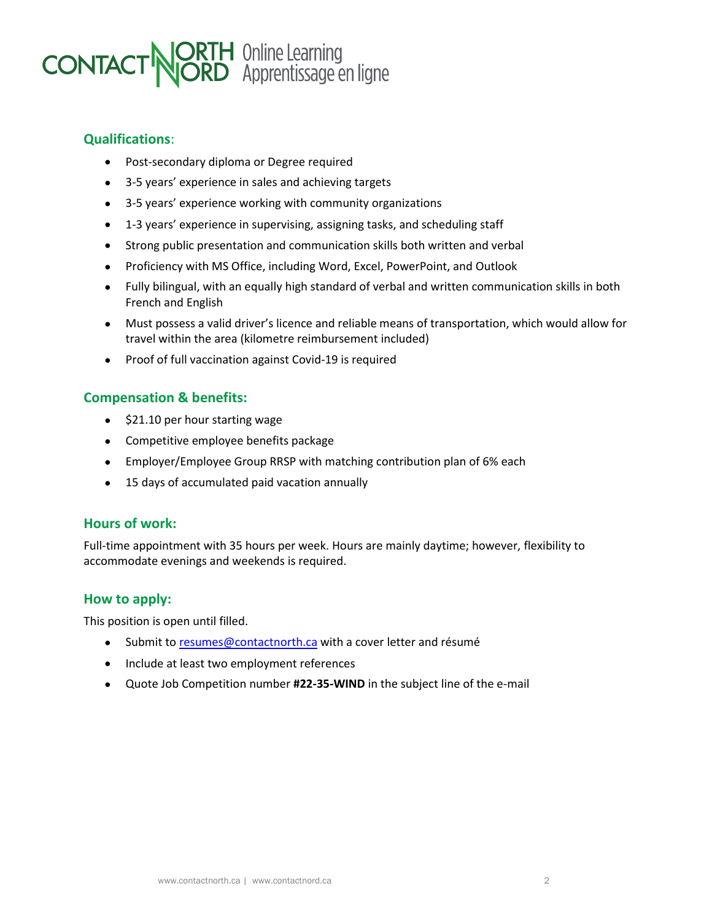## Qualifications:

- Post-secondary diploma or Degree required
- 3-5 years' experience in sales and achieving targets
- 3-5 years' experience working with community organizations
- 1-3 years' experience in supervising, assigning tasks, and scheduling staff
- Strong public presentation and communication skills both written and verbal
- Proficiency with MS Office, including Word, Excel, PowerPoint, and Outlook
- Fully bilingual, with an equally high standard of verbal and written communication skills in both French and English
- Must possess a valid driver's licence and reliable means of transportation, which would allow for travel within the area (kilometre reimbursement included)
- Proof of full vaccination against Covid-19 is required

## Compensation & benefits:

- $21.10 per hour starting wage
- Competitive employee benefits package
- Employer/Employee Group RRSP with matching contribution plan of 6% each
- 15 days of accumulated paid vacation annually

## Hours of work:

Full-time appointment with 35 hours per week. Hours are mainly daytime; however, flexibility to accommodate evenings and weekends is required.

## How to apply:

This position is open until filled.

- Submit to resumes@contactnorth.ca with a cover letter and résumé
- Include at least two employment references
- Quote Job Competition number **#22-35-WIND** in the subject line of the e-mail